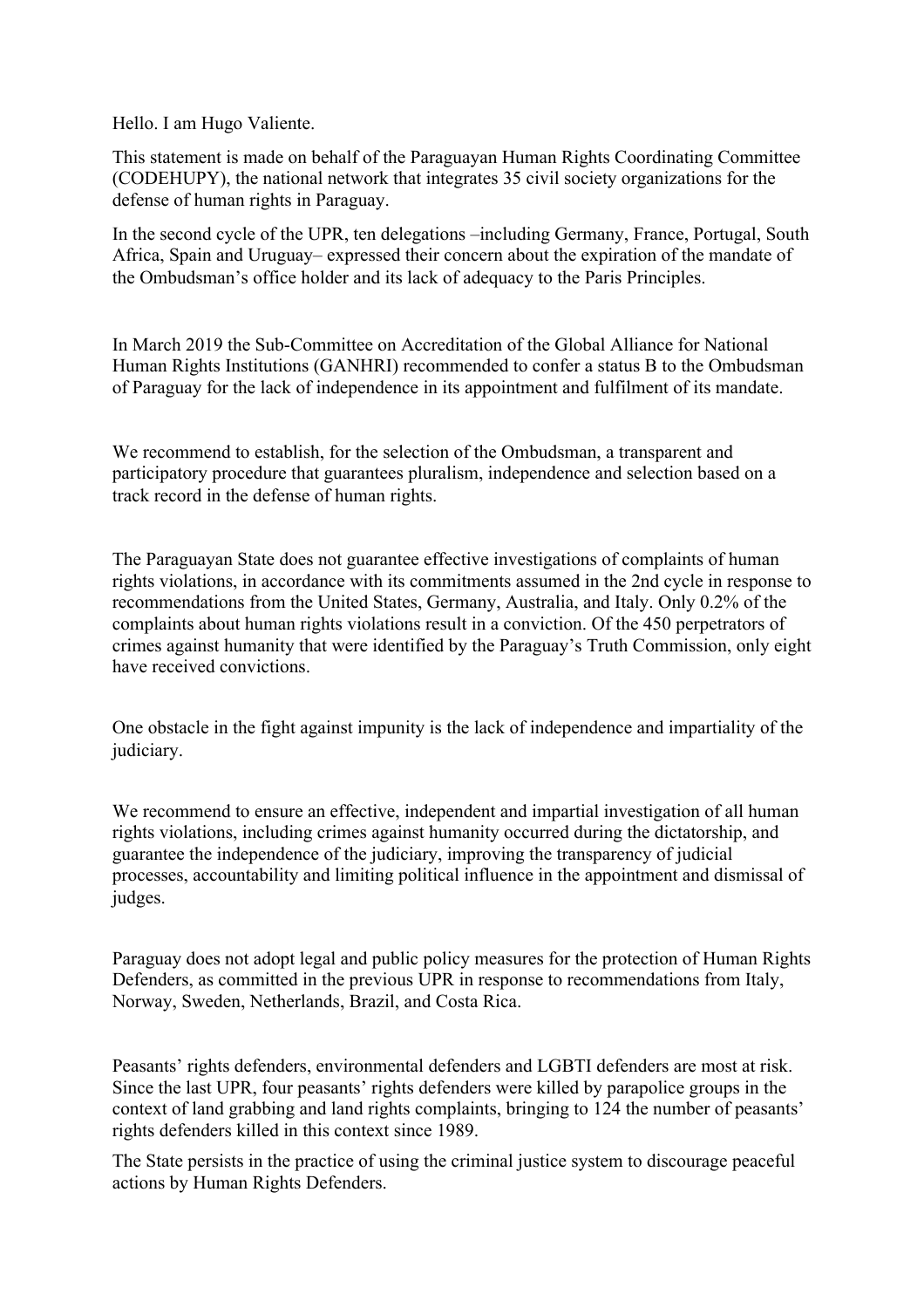Hello. I am Hugo Valiente.

This statement is made on behalf of the Paraguayan Human Rights Coordinating Committee (CODEHUPY), the national network that integrates 35 civil society organizations for the defense of human rights in Paraguay.

In the second cycle of the UPR, ten delegations –including Germany, France, Portugal, South Africa, Spain and Uruguay– expressed their concern about the expiration of the mandate of the Ombudsman's office holder and its lack of adequacy to the Paris Principles.

In March 2019 the Sub-Committee on Accreditation of the Global Alliance for National Human Rights Institutions (GANHRI) recommended to confer a status B to the Ombudsman of Paraguay for the lack of independence in its appointment and fulfilment of its mandate.

We recommend to establish, for the selection of the Ombudsman, a transparent and participatory procedure that guarantees pluralism, independence and selection based on a track record in the defense of human rights.

The Paraguayan State does not guarantee effective investigations of complaints of human rights violations, in accordance with its commitments assumed in the 2nd cycle in response to recommendations from the United States, Germany, Australia, and Italy. Only 0.2% of the complaints about human rights violations result in a conviction. Of the 450 perpetrators of crimes against humanity that were identified by the Paraguay's Truth Commission, only eight have received convictions.

One obstacle in the fight against impunity is the lack of independence and impartiality of the judiciary.

We recommend to ensure an effective, independent and impartial investigation of all human rights violations, including crimes against humanity occurred during the dictatorship, and guarantee the independence of the judiciary, improving the transparency of judicial processes, accountability and limiting political influence in the appointment and dismissal of judges.

Paraguay does not adopt legal and public policy measures for the protection of Human Rights Defenders, as committed in the previous UPR in response to recommendations from Italy, Norway, Sweden, Netherlands, Brazil, and Costa Rica.

Peasants' rights defenders, environmental defenders and LGBTI defenders are most at risk. Since the last UPR, four peasants' rights defenders were killed by parapolice groups in the context of land grabbing and land rights complaints, bringing to 124 the number of peasants' rights defenders killed in this context since 1989.

The State persists in the practice of using the criminal justice system to discourage peaceful actions by Human Rights Defenders.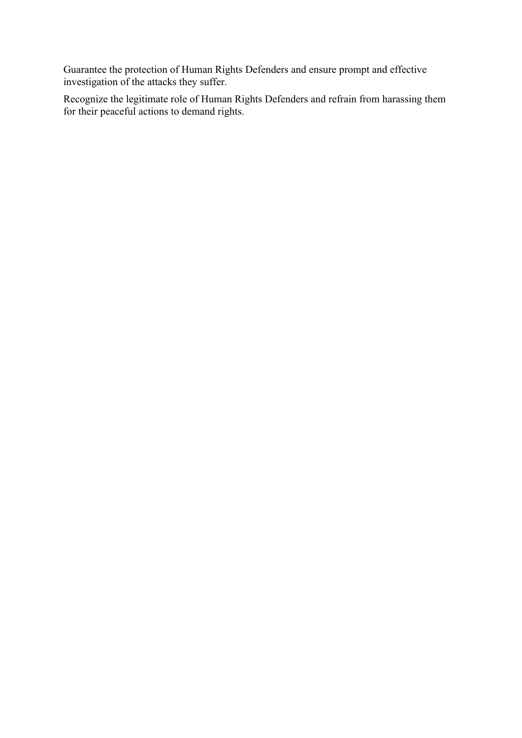Guarantee the protection of Human Rights Defenders and ensure prompt and effective investigation of the attacks they suffer.

Recognize the legitimate role of Human Rights Defenders and refrain from harassing them for their peaceful actions to demand rights.